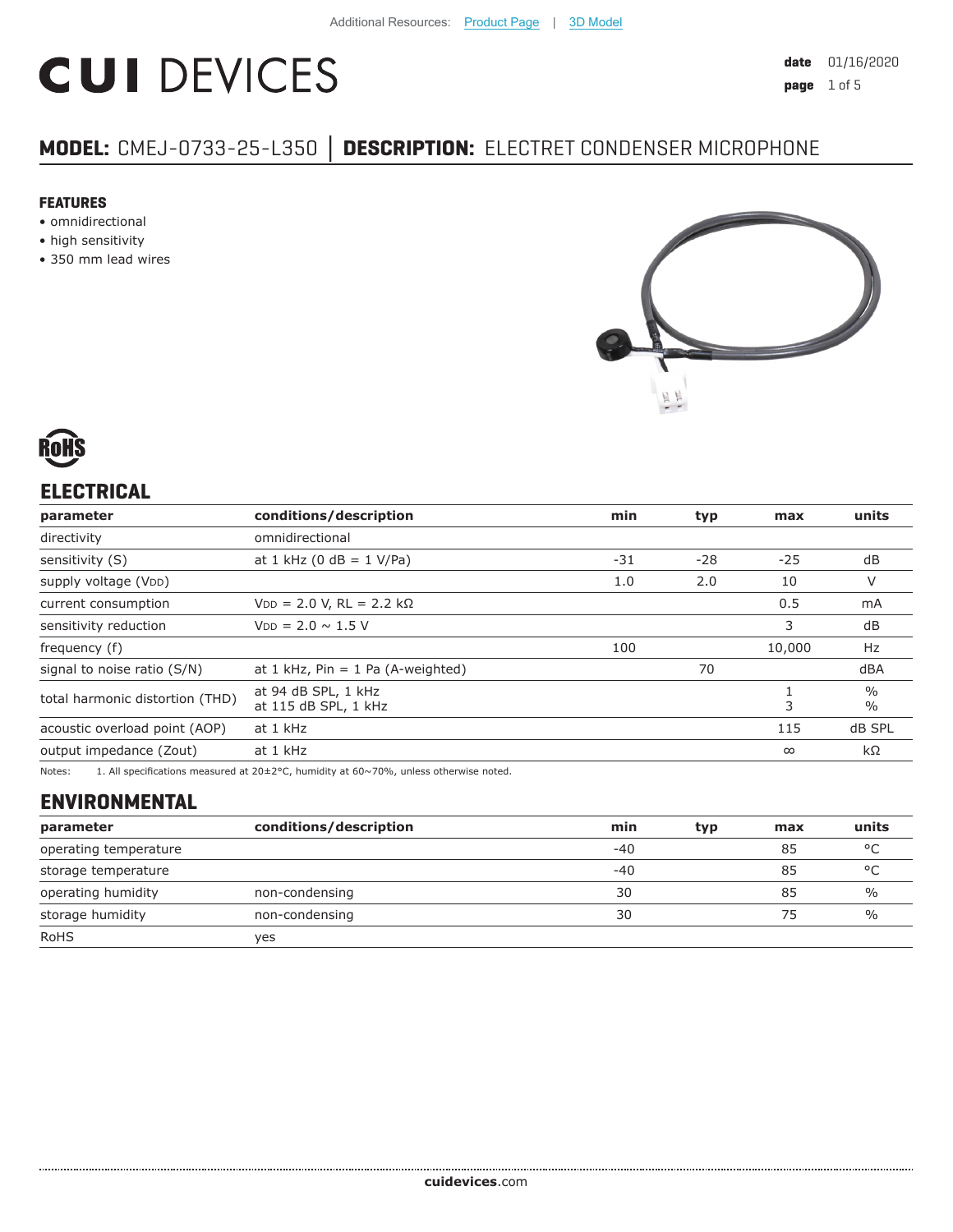Additional Resources: Product Page | 3D Model

# CUI DEVICES

**date** 01/16/2020

## MODEL: CMEJ-0733-25-L350 │ DESCRIPTION: ELECTRET CONDENSER MICROPHONE

### FEATURES

- omnidirectional
- high sensitivity
- 350 mm lead wires

RoHS

## ELECTRICAL

| parameter | conditions/description | min | typ | max | units |
|---|---|---|---|---|---|
| directivity | omnidirectional | | | | |
| sensitivity (S) | at 1 kHz (0 dB = 1 V/Pa) | -31 | -28 | -25 | dB |
| supply voltage ($V_{DD}$) | | 1.0 | 2.0 | 10 | V |
| current consumption | $V_{DD}$ = 2.0 V, RL = 2.2 kΩ | | | 0.5 | mA |
| sensitivity reduction | $V_{DD}$ = 2.0 ~ 1.5 V | | | 3 | dB |
| frequency (f) | | 100 | | 10,000 | Hz |
| signal to noise ratio (S/N) | at 1 kHz, Pin = 1 Pa (A-weighted) | | 70 | | dBA |
| total harmonic distortion (THD) | at 94 dB SPL, 1 kHz<br>at 115 dB SPL, 1 kHz | | | 1<br>3 | %<br>% |
| acoustic overload point (AOP) | at 1 kHz | | | 115 | dB SPL |
| output impedance (Zout) | at 1 kHz | | | ∞ | kΩ |

Notes: 1. All specifications measured at 20±2°C, humidity at 60~70%, unless otherwise noted.

## ENVIRONMENTAL

| parameter | conditions/description | min | typ | max | units |
|---|---|---|---|---|---|
| operating temperature | | -40 | | 85 | °C |
| storage temperature | | -40 | | 85 | °C |
| operating humidity | non-condensing | 30 | | 85 | % |
| storage humidity | non-condensing | 30 | | 75 | % |
| RoHS | yes | | | | |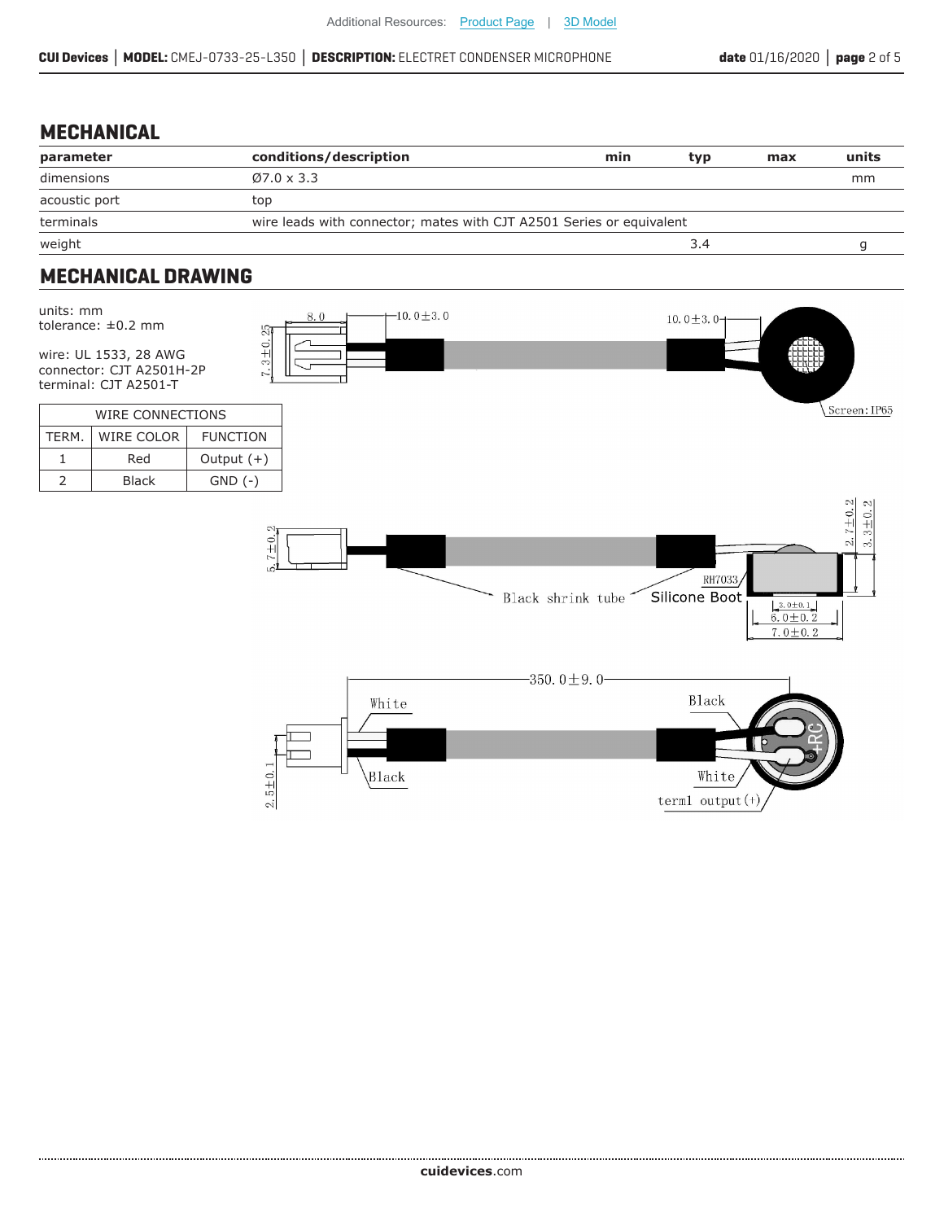Additional Resources: Product Page | 3D Model

## MECHANICAL

| parameter | conditions/description | min | typ | max | units |
|---|---|---|---|---|---|
| dimensions | Ø7.0 x 3.3 | | | | mm |
| acoustic port | top | | | | |
| terminals | wire leads with connector; mates with CJT A2501 Series or equivalent | | | | |
| weight | | | 3.4 | | g |

## MECHANICAL DRAWING

units: mm
tolerance: ±0.2 mm

wire: UL 1533, 28 AWG
connector: CJT A2501H-2P
terminal: CJT A2501-T

| WIRE CONNECTIONS | | |
|---|---|---|
| TERM. | WIRE COLOR | FUNCTION |
| 1 | Red | Output (+) |
| 2 | Black | GND (-) |

8.0
10.0±3.0
10.0±3.0
7.3±0.25
Screen: IP65

5.7±0.2
2.7±0.2
3.3±0.2
RH7033
Black shrink tube
Silicone Boot
3.0±0.1
6.0±0.2
7.0±0.2

350.0±9.0
White
Black
Black
White
2.5±0.1
term1 output(+)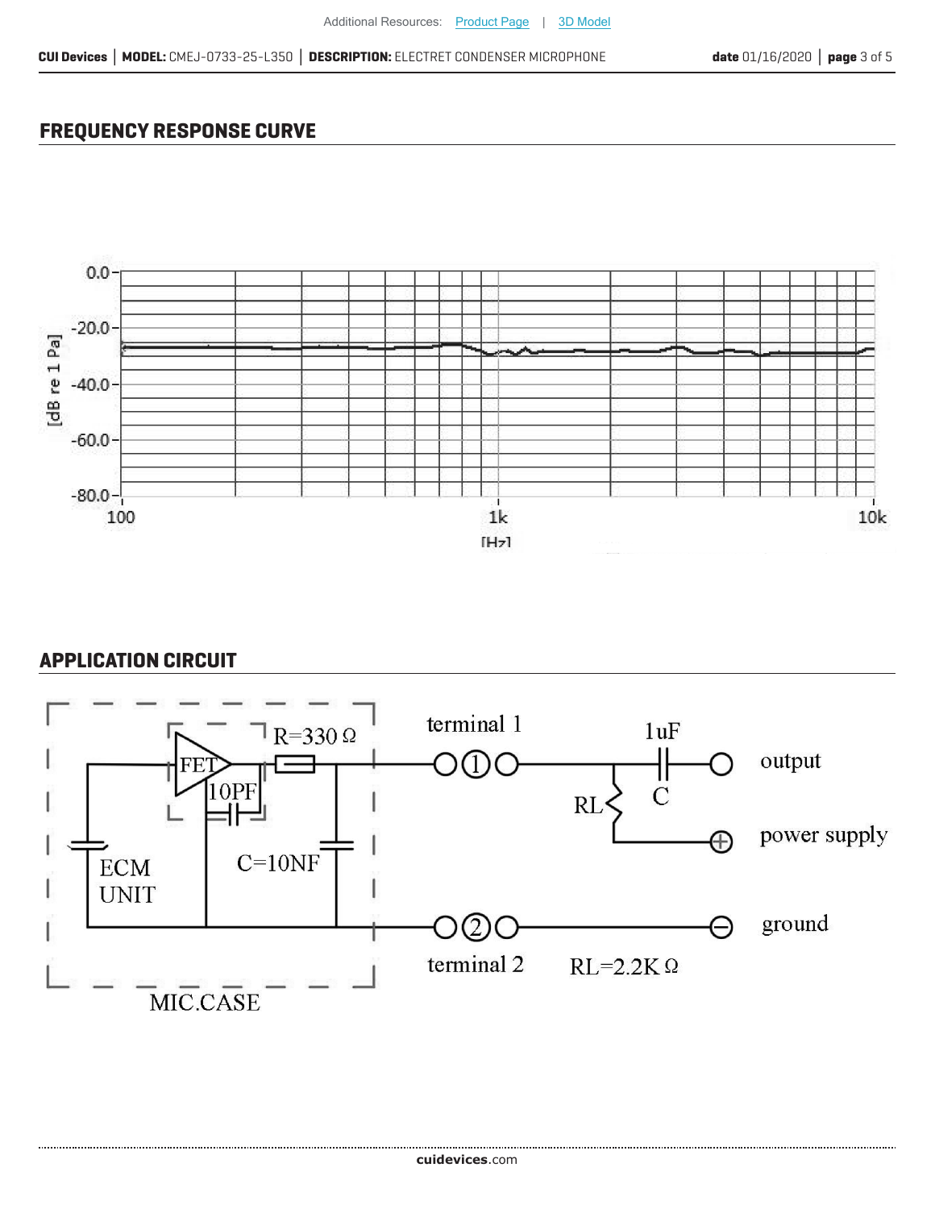## FREQUENCY RESPONSE CURVE

## APPLICATION CIRCUIT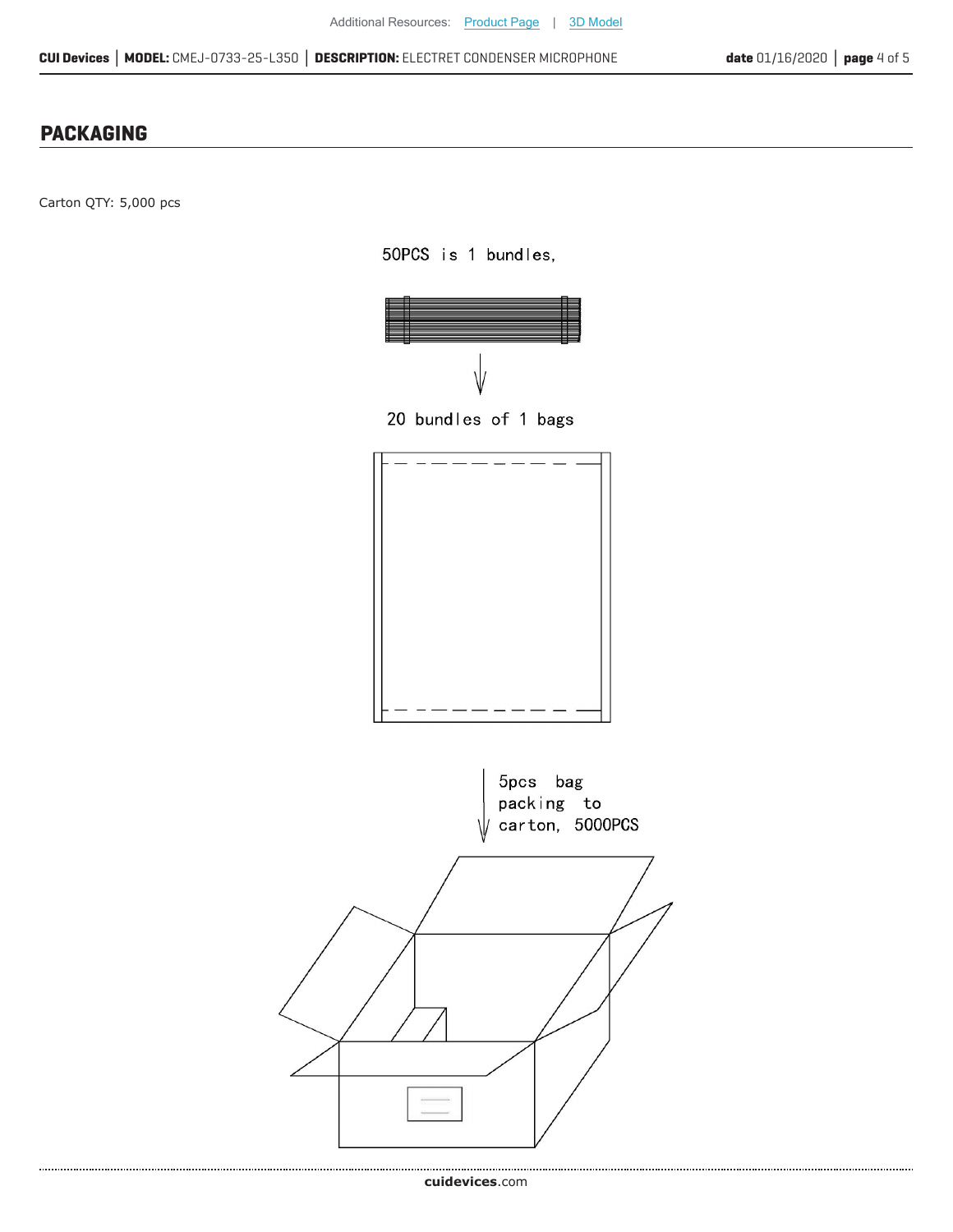## PACKAGING

Carton QTY: 5,000 pcs

50PCS is 1 bundles,

20 bundles of 1 bags

5pcs bag packing to carton, 5000PCS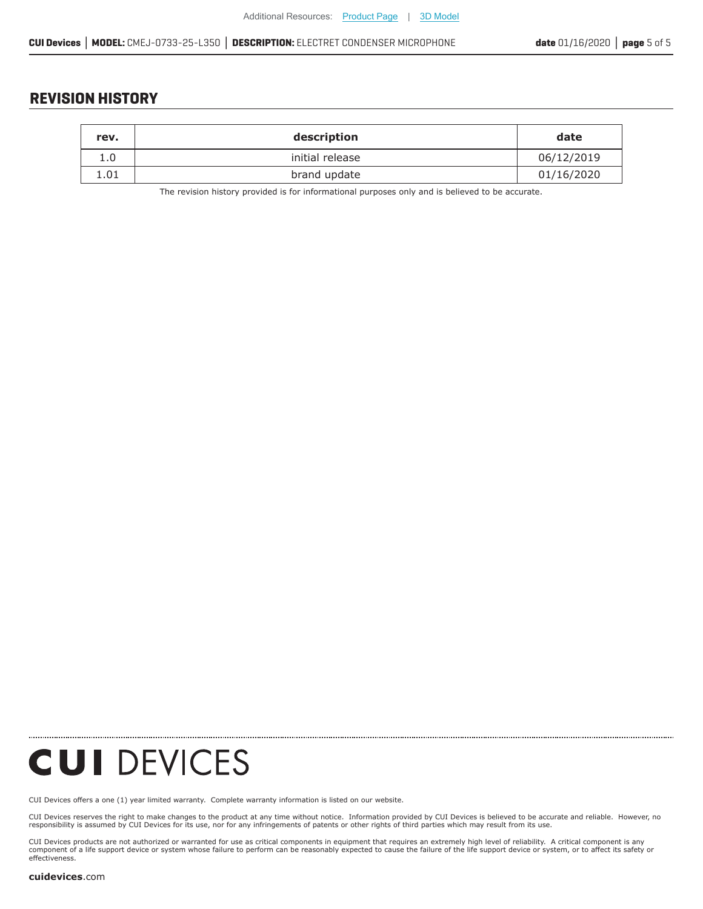## REVISION HISTORY

| rev. | description | date |
| --- | --- | --- |
| 1.0 | initial release | 06/12/2019 |
| 1.01 | brand update | 01/16/2020 |

The revision history provided is for informational purposes only and is believed to be accurate.

CUI DEVICES

CUI Devices offers a one (1) year limited warranty. Complete warranty information is listed on our website.

CUI Devices reserves the right to make changes to the product at any time without notice. Information provided by CUI Devices is believed to be accurate and reliable. However, no responsibility is assumed by CUI Devices for its use, nor for any infringements of patents or other rights of third parties which may result from its use.

CUI Devices products are not authorized or warranted for use as critical components in equipment that requires an extremely high level of reliability. A critical component is any component of a life support device or system whose failure to perform can be reasonably expected to cause the failure of the life support device or system, or to affect its safety or effectiveness.

**cuidevices**.com